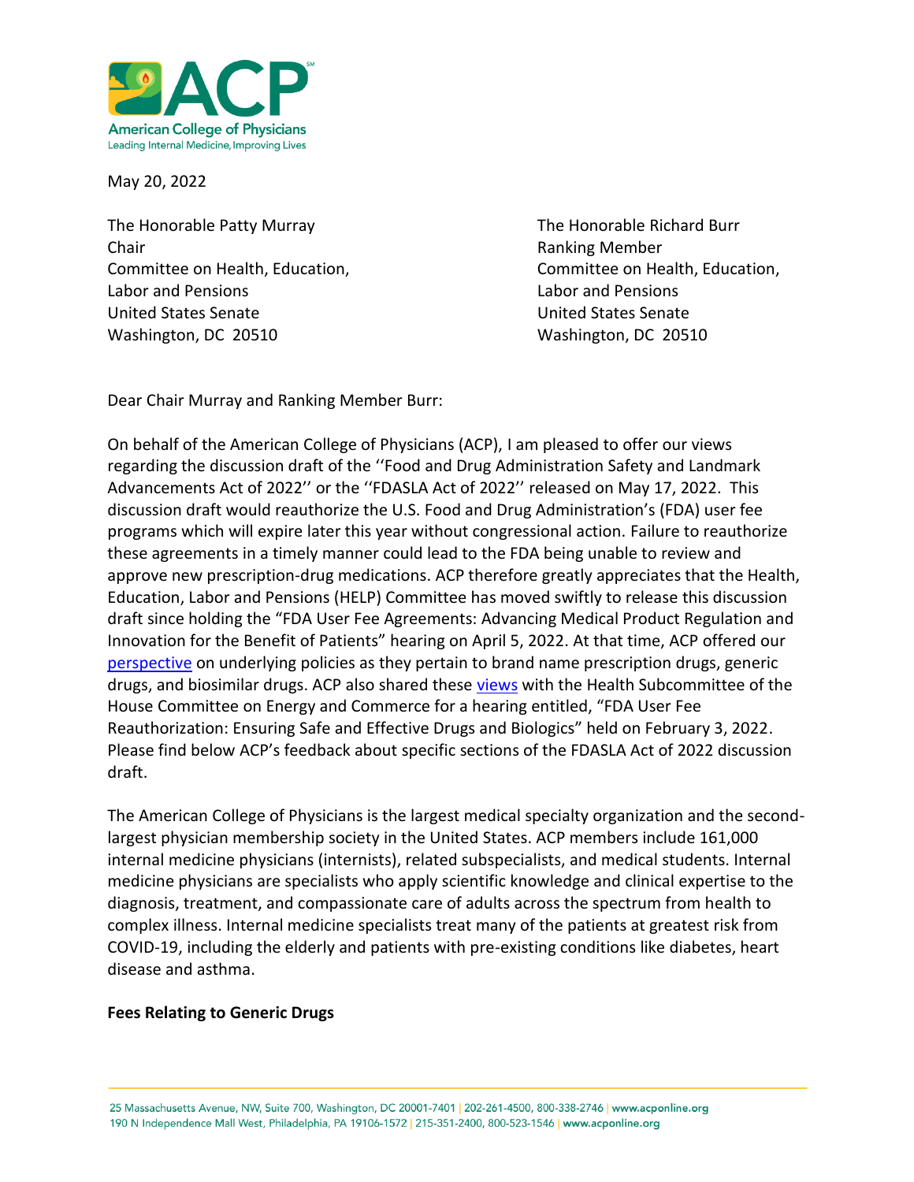**ACP**
American College of Physicians
Leading Internal Medicine, Improving Lives

May 20, 2022

The Honorable Patty Murray
Chair
Committee on Health, Education,
Labor and Pensions
United States Senate
Washington, DC 20510

The Honorable Richard Burr
Ranking Member
Committee on Health, Education,
Labor and Pensions
United States Senate
Washington, DC 20510

Dear Chair Murray and Ranking Member Burr:

On behalf of the American College of Physicians (ACP), I am pleased to offer our views regarding the discussion draft of the ''Food and Drug Administration Safety and Landmark Advancements Act of 2022'' or the ''FDASLA Act of 2022'' released on May 17, 2022. This discussion draft would reauthorize the U.S. Food and Drug Administration's (FDA) user fee programs which will expire later this year without congressional action. Failure to reauthorize these agreements in a timely manner could lead to the FDA being unable to review and approve new prescription-drug medications. ACP therefore greatly appreciates that the Health, Education, Labor and Pensions (HELP) Committee has moved swiftly to release this discussion draft since holding the "FDA User Fee Agreements: Advancing Medical Product Regulation and Innovation for the Benefit of Patients" hearing on April 5, 2022. At that time, ACP offered our perspective on underlying policies as they pertain to brand name prescription drugs, generic drugs, and biosimilar drugs. ACP also shared these views with the Health Subcommittee of the House Committee on Energy and Commerce for a hearing entitled, "FDA User Fee Reauthorization: Ensuring Safe and Effective Drugs and Biologics" held on February 3, 2022. Please find below ACP's feedback about specific sections of the FDASLA Act of 2022 discussion draft.

The American College of Physicians is the largest medical specialty organization and the second-largest physician membership society in the United States. ACP members include 161,000 internal medicine physicians (internists), related subspecialists, and medical students. Internal medicine physicians are specialists who apply scientific knowledge and clinical expertise to the diagnosis, treatment, and compassionate care of adults across the spectrum from health to complex illness. Internal medicine specialists treat many of the patients at greatest risk from COVID-19, including the elderly and patients with pre-existing conditions like diabetes, heart disease and asthma.

**Fees Relating to Generic Drugs**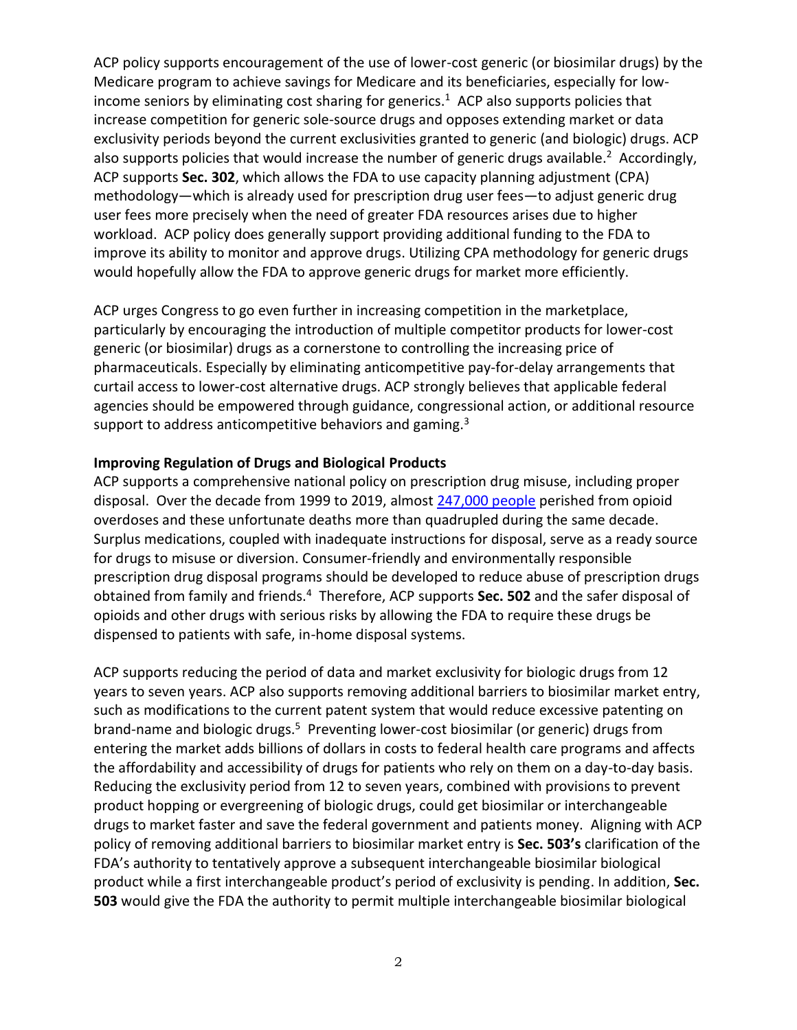ACP policy supports encouragement of the use of lower-cost generic (or biosimilar drugs) by the Medicare program to achieve savings for Medicare and its beneficiaries, especially for low-income seniors by eliminating cost sharing for generics.[1] ACP also supports policies that increase competition for generic sole-source drugs and opposes extending market or data exclusivity periods beyond the current exclusivities granted to generic (and biologic) drugs. ACP also supports policies that would increase the number of generic drugs available.[2] Accordingly, ACP supports **Sec. 302**, which allows the FDA to use capacity planning adjustment (CPA) methodology—which is already used for prescription drug user fees—to adjust generic drug user fees more precisely when the need of greater FDA resources arises due to higher workload. ACP policy does generally support providing additional funding to the FDA to improve its ability to monitor and approve drugs. Utilizing CPA methodology for generic drugs would hopefully allow the FDA to approve generic drugs for market more efficiently.

ACP urges Congress to go even further in increasing competition in the marketplace, particularly by encouraging the introduction of multiple competitor products for lower-cost generic (or biosimilar) drugs as a cornerstone to controlling the increasing price of pharmaceuticals. Especially by eliminating anticompetitive pay-for-delay arrangements that curtail access to lower-cost alternative drugs. ACP strongly believes that applicable federal agencies should be empowered through guidance, congressional action, or additional resource support to address anticompetitive behaviors and gaming.[3]

**Improving Regulation of Drugs and Biological Products**

ACP supports a comprehensive national policy on prescription drug misuse, including proper disposal. Over the decade from 1999 to 2019, almost [247,000 people] perished from opioid overdoses and these unfortunate deaths more than quadrupled during the same decade. Surplus medications, coupled with inadequate instructions for disposal, serve as a ready source for drugs to misuse or diversion. Consumer-friendly and environmentally responsible prescription drug disposal programs should be developed to reduce abuse of prescription drugs obtained from family and friends.[4] Therefore, ACP supports **Sec. 502** and the safer disposal of opioids and other drugs with serious risks by allowing the FDA to require these drugs be dispensed to patients with safe, in-home disposal systems.

ACP supports reducing the period of data and market exclusivity for biologic drugs from 12 years to seven years. ACP also supports removing additional barriers to biosimilar market entry, such as modifications to the current patent system that would reduce excessive patenting on brand-name and biologic drugs.[5] Preventing lower-cost biosimilar (or generic) drugs from entering the market adds billions of dollars in costs to federal health care programs and affects the affordability and accessibility of drugs for patients who rely on them on a day-to-day basis. Reducing the exclusivity period from 12 to seven years, combined with provisions to prevent product hopping or evergreening of biologic drugs, could get biosimilar or interchangeable drugs to market faster and save the federal government and patients money. Aligning with ACP policy of removing additional barriers to biosimilar market entry is **Sec. 503's** clarification of the FDA's authority to tentatively approve a subsequent interchangeable biosimilar biological product while a first interchangeable product's period of exclusivity is pending. In addition, **Sec. 503** would give the FDA the authority to permit multiple interchangeable biosimilar biological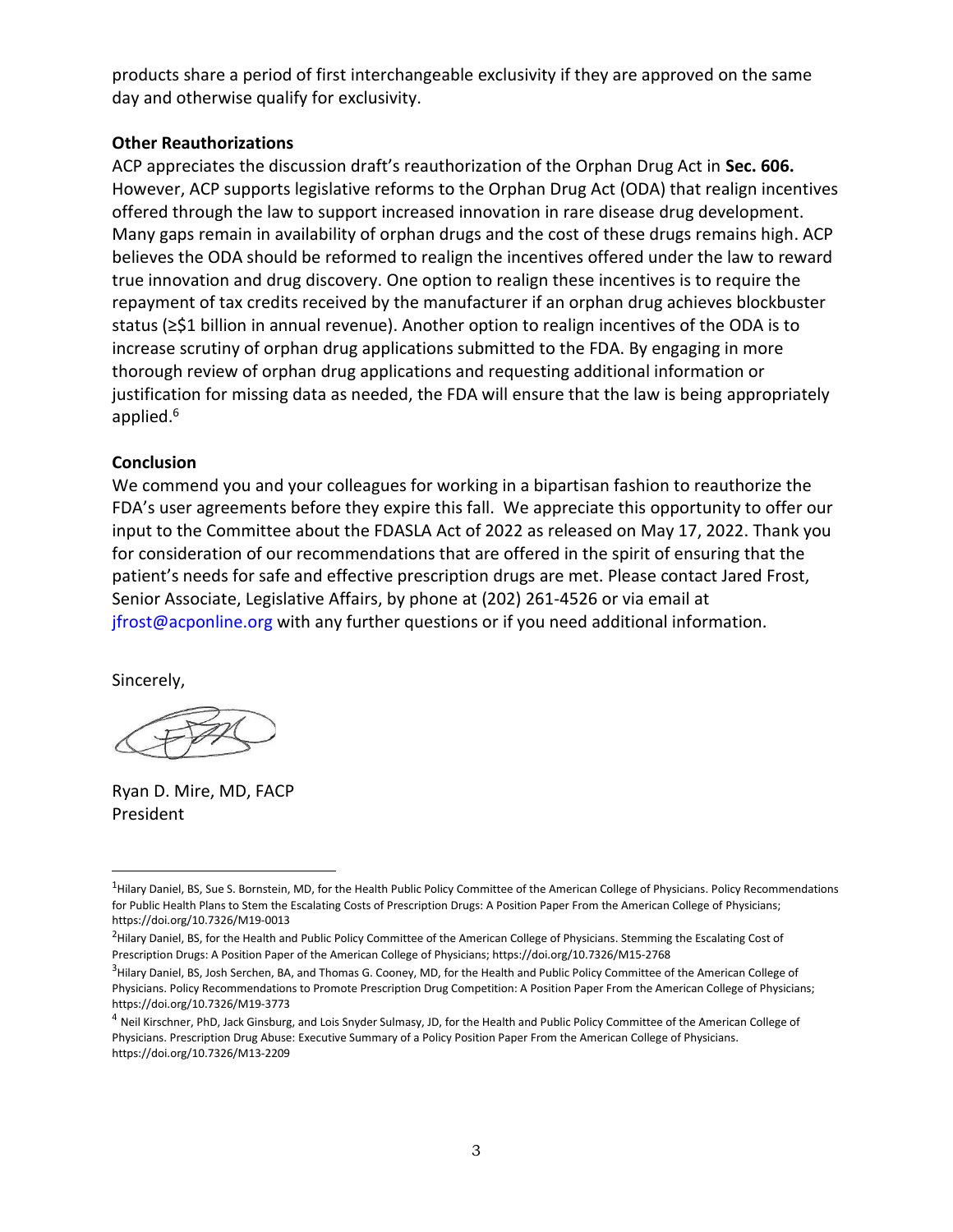products share a period of first interchangeable exclusivity if they are approved on the same day and otherwise qualify for exclusivity.

**Other Reauthorizations**

ACP appreciates the discussion draft's reauthorization of the Orphan Drug Act in **Sec. 606.** However, ACP supports legislative reforms to the Orphan Drug Act (ODA) that realign incentives offered through the law to support increased innovation in rare disease drug development. Many gaps remain in availability of orphan drugs and the cost of these drugs remains high. ACP believes the ODA should be reformed to realign the incentives offered under the law to reward true innovation and drug discovery. One option to realign these incentives is to require the repayment of tax credits received by the manufacturer if an orphan drug achieves blockbuster status (≥$1 billion in annual revenue). Another option to realign incentives of the ODA is to increase scrutiny of orphan drug applications submitted to the FDA. By engaging in more thorough review of orphan drug applications and requesting additional information or justification for missing data as needed, the FDA will ensure that the law is being appropriately applied.[6]

**Conclusion**

We commend you and your colleagues for working in a bipartisan fashion to reauthorize the FDA's user agreements before they expire this fall. We appreciate this opportunity to offer our input to the Committee about the FDASLA Act of 2022 as released on May 17, 2022. Thank you for consideration of our recommendations that are offered in the spirit of ensuring that the patient's needs for safe and effective prescription drugs are met. Please contact Jared Frost, Senior Associate, Legislative Affairs, by phone at (202) 261-4526 or via email at jfrost@acponline.org with any further questions or if you need additional information.

Sincerely,

Ryan D. Mire, MD, FACP
President

---

[1] Hilary Daniel, BS, Sue S. Bornstein, MD, for the Health Public Policy Committee of the American College of Physicians. Policy Recommendations for Public Health Plans to Stem the Escalating Costs of Prescription Drugs: A Position Paper From the American College of Physicians; https://doi.org/10.7326/M19-0013

[2] Hilary Daniel, BS, for the Health and Public Policy Committee of the American College of Physicians. Stemming the Escalating Cost of Prescription Drugs: A Position Paper of the American College of Physicians; https://doi.org/10.7326/M15-2768

[3] Hilary Daniel, BS, Josh Serchen, BA, and Thomas G. Cooney, MD, for the Health and Public Policy Committee of the American College of Physicians. Policy Recommendations to Promote Prescription Drug Competition: A Position Paper From the American College of Physicians; https://doi.org/10.7326/M19-3773

[4] Neil Kirschner, PhD, Jack Ginsburg, and Lois Snyder Sulmasy, JD, for the Health and Public Policy Committee of the American College of Physicians. Prescription Drug Abuse: Executive Summary of a Policy Position Paper From the American College of Physicians. https://doi.org/10.7326/M13-2209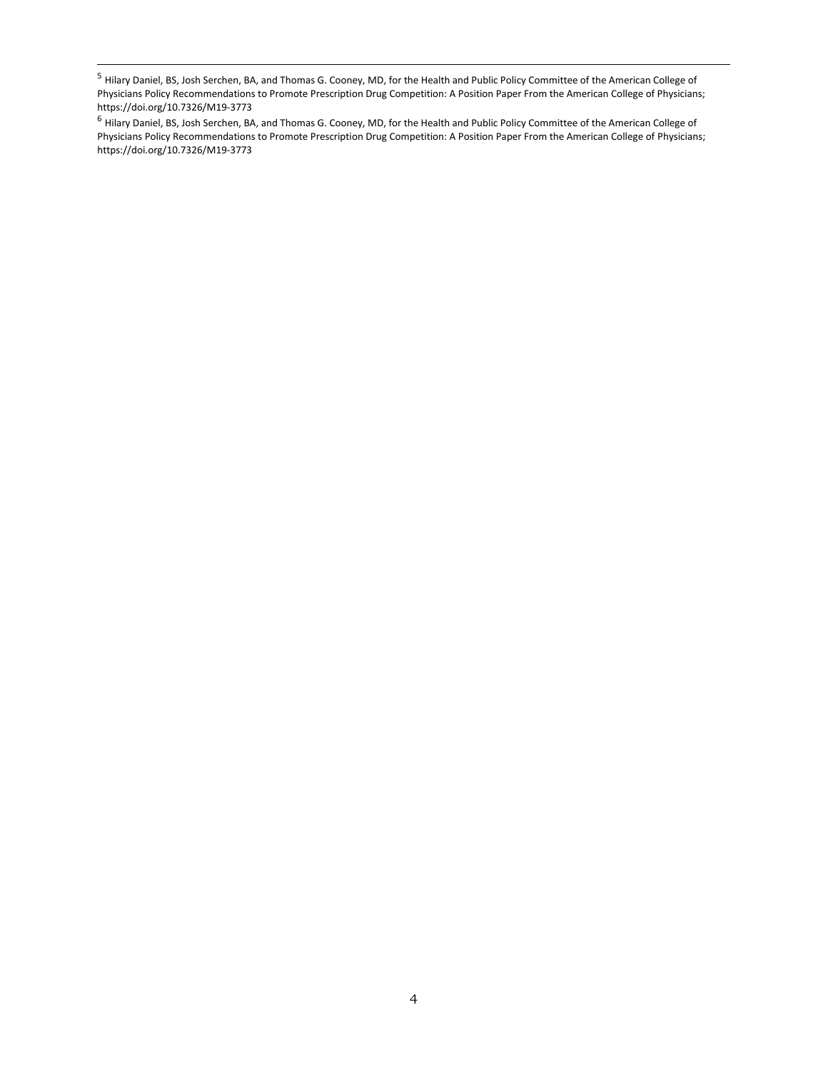[5] Hilary Daniel, BS, Josh Serchen, BA, and Thomas G. Cooney, MD, for the Health and Public Policy Committee of the American College of Physicians Policy Recommendations to Promote Prescription Drug Competition: A Position Paper From the American College of Physicians; https://doi.org/10.7326/M19-3773

[6] Hilary Daniel, BS, Josh Serchen, BA, and Thomas G. Cooney, MD, for the Health and Public Policy Committee of the American College of Physicians Policy Recommendations to Promote Prescription Drug Competition: A Position Paper From the American College of Physicians; https://doi.org/10.7326/M19-3773